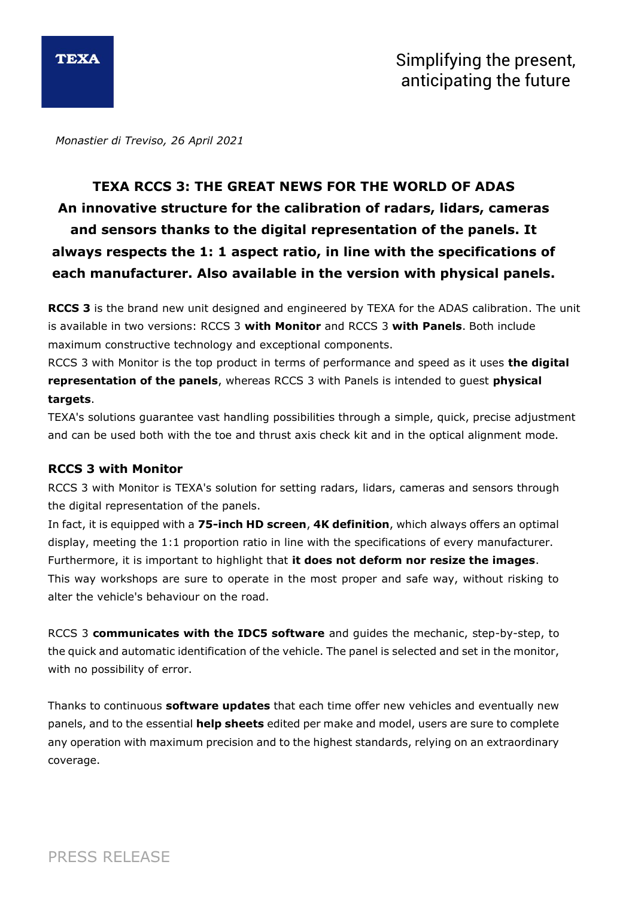*Monastier di Treviso, 26 April 2021*

# TEXA RCCS 3: THE GREAT NEWS FOR THE WORLD OF ADAS

## An innovative structure for the calibration of radars, lidars, cameras and sensors thanks to the digital representation of the panels. It always respects the 1: 1 aspect ratio, in line with the specifications of each manufacturer. Also available in the version with physical panels.

**RCCS 3** is the brand new unit designed and engineered by TEXA for the ADAS calibration. The unit is available in two versions: RCCS 3 **with Monitor** and RCCS 3 **with Panels**. Both include maximum constructive technology and exceptional components.

RCCS 3 with Monitor is the top product in terms of performance and speed as it uses **the digital representation of the panels**, whereas RCCS 3 with Panels is intended to guest **physical targets**.

TEXA's solutions guarantee vast handling possibilities through a simple, quick, precise adjustment and can be used both with the toe and thrust axis check kit and in the optical alignment mode.

### RCCS 3 with Monitor

RCCS 3 with Monitor is TEXA's solution for setting radars, lidars, cameras and sensors through the digital representation of the panels.

In fact, it is equipped with a **75-inch HD screen**, **4K definition**, which always offers an optimal display, meeting the 1:1 proportion ratio in line with the specifications of every manufacturer. Furthermore, it is important to highlight that **it does not deform nor resize the images**. This way workshops are sure to operate in the most proper and safe way, without risking to alter the vehicle's behaviour on the road.

RCCS 3 **communicates with the IDC5 software** and guides the mechanic, step-by-step, to the quick and automatic identification of the vehicle. The panel is selected and set in the monitor, with no possibility of error.

Thanks to continuous **software updates** that each time offer new vehicles and eventually new panels, and to the essential **help sheets** edited per make and model, users are sure to complete any operation with maximum precision and to the highest standards, relying on an extraordinary coverage.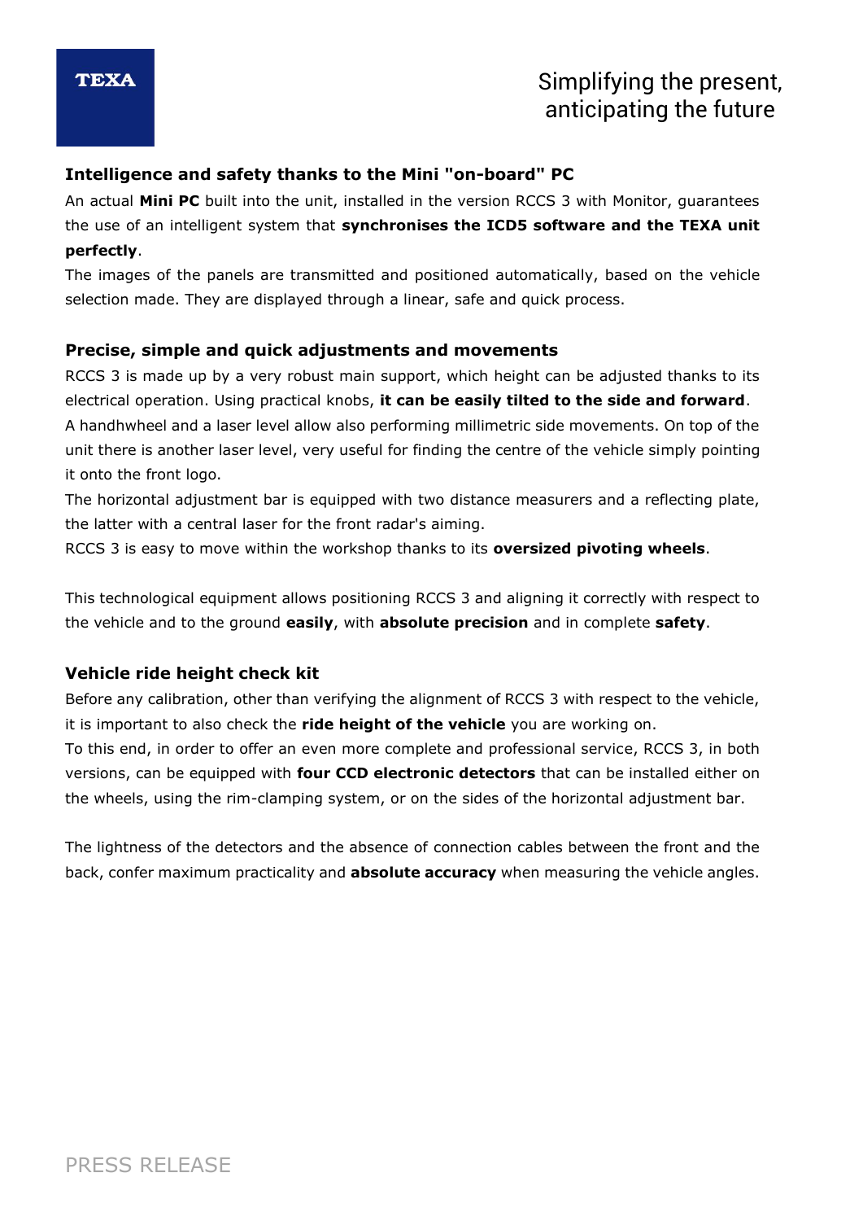### Intelligence and safety thanks to the Mini "on-board" PC

An actual **Mini PC** built into the unit, installed in the version RCCS 3 with Monitor, guarantees the use of an intelligent system that **synchronises the ICD5 software and the TEXA unit perfectly**.

The images of the panels are transmitted and positioned automatically, based on the vehicle selection made. They are displayed through a linear, safe and quick process.

### Precise, simple and quick adjustments and movements

RCCS 3 is made up by a very robust main support, which height can be adjusted thanks to its electrical operation. Using practical knobs, **it can be easily tilted to the side and forward**. A handhwheel and a laser level allow also performing millimetric side movements. On top of the unit there is another laser level, very useful for finding the centre of the vehicle simply pointing it onto the front logo.

The horizontal adjustment bar is equipped with two distance measurers and a reflecting plate, the latter with a central laser for the front radar's aiming.

RCCS 3 is easy to move within the workshop thanks to its **oversized pivoting wheels**.

This technological equipment allows positioning RCCS 3 and aligning it correctly with respect to the vehicle and to the ground **easily**, with **absolute precision** and in complete **safety**.

### Vehicle ride height check kit

Before any calibration, other than verifying the alignment of RCCS 3 with respect to the vehicle, it is important to also check the **ride height of the vehicle** you are working on.

To this end, in order to offer an even more complete and professional service, RCCS 3, in both versions, can be equipped with **four CCD electronic detectors** that can be installed either on the wheels, using the rim-clamping system, or on the sides of the horizontal adjustment bar.

The lightness of the detectors and the absence of connection cables between the front and the back, confer maximum practicality and **absolute accuracy** when measuring the vehicle angles.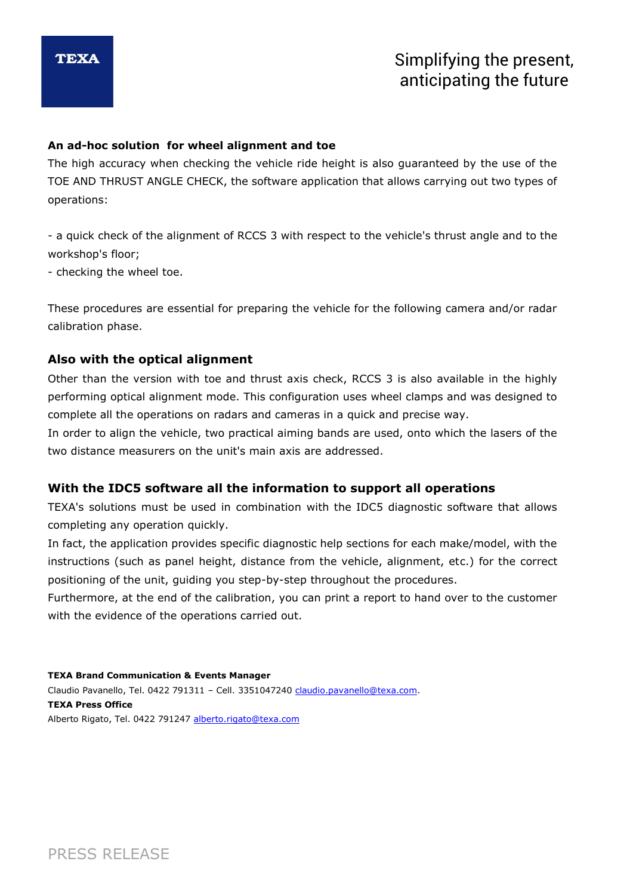### An ad-hoc solution for wheel alignment and toe

The high accuracy when checking the vehicle ride height is also guaranteed by the use of the TOE AND THRUST ANGLE CHECK, the software application that allows carrying out two types of operations:

- a quick check of the alignment of RCCS 3 with respect to the vehicle's thrust angle and to the workshop's floor;
- checking the wheel toe.

These procedures are essential for preparing the vehicle for the following camera and/or radar calibration phase.

### Also with the optical alignment

Other than the version with toe and thrust axis check, RCCS 3 is also available in the highly performing optical alignment mode. This configuration uses wheel clamps and was designed to complete all the operations on radars and cameras in a quick and precise way.
In order to align the vehicle, two practical aiming bands are used, onto which the lasers of the two distance measurers on the unit's main axis are addressed.

### With the IDC5 software all the information to support all operations

TEXA's solutions must be used in combination with the IDC5 diagnostic software that allows completing any operation quickly.
In fact, the application provides specific diagnostic help sections for each make/model, with the instructions (such as panel height, distance from the vehicle, alignment, etc.) for the correct positioning of the unit, guiding you step-by-step throughout the procedures.
Furthermore, at the end of the calibration, you can print a report to hand over to the customer with the evidence of the operations carried out.

**TEXA Brand Communication & Events Manager**
Claudio Pavanello, Tel. 0422 791311 – Cell. 3351047240 claudio.pavanello@texa.com.
**TEXA Press Office**
Alberto Rigato, Tel. 0422 791247 alberto.rigato@texa.com